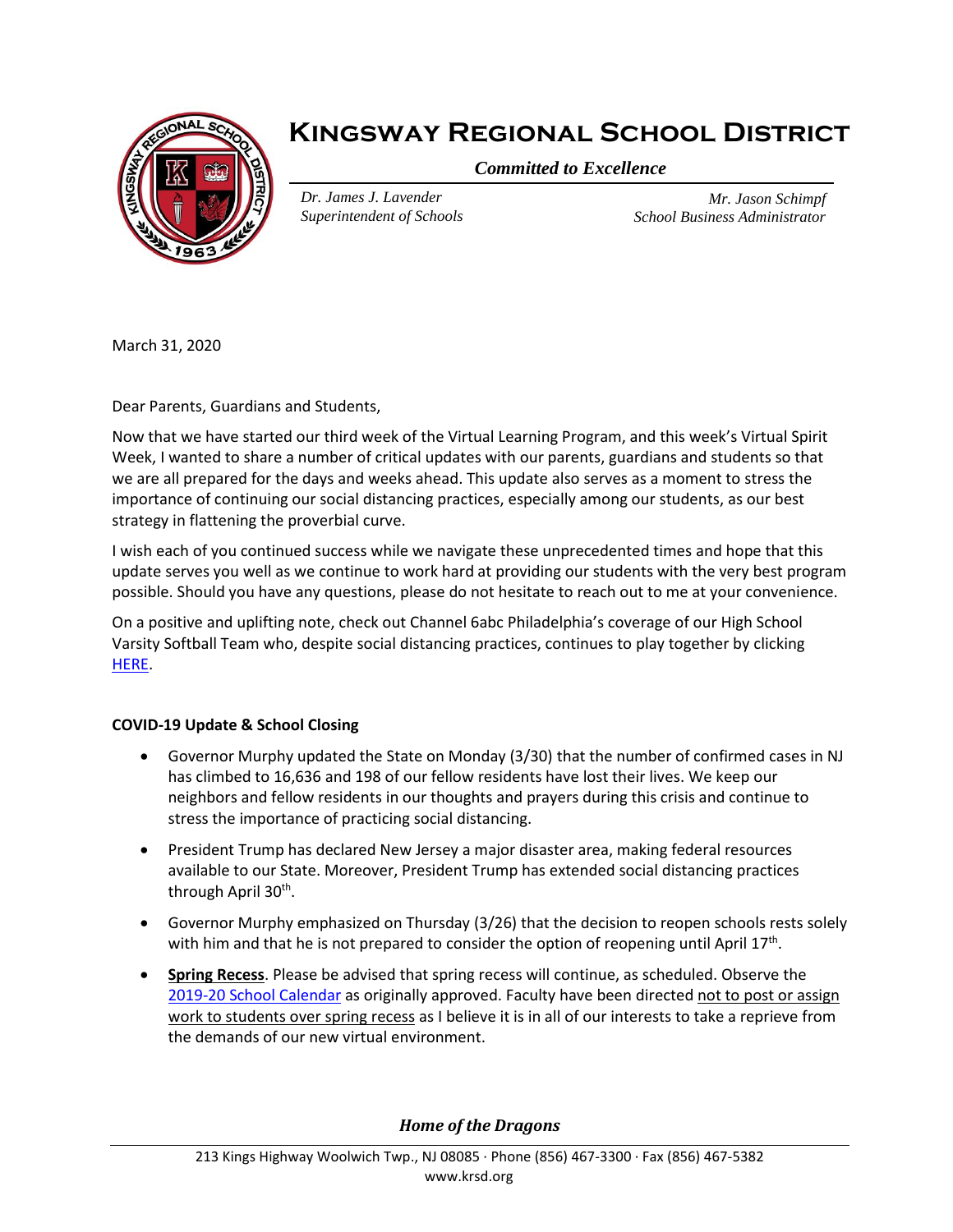# Kingsway Regional School District

*Committed to Excellence*

*Dr. James J. Lavender*
*Superintendent of Schools*

*Mr. Jason Schimpf*
*School Business Administrator*

March 31, 2020

Dear Parents, Guardians and Students,

Now that we have started our third week of the Virtual Learning Program, and this week's Virtual Spirit Week, I wanted to share a number of critical updates with our parents, guardians and students so that we are all prepared for the days and weeks ahead. This update also serves as a moment to stress the importance of continuing our social distancing practices, especially among our students, as our best strategy in flattening the proverbial curve.

I wish each of you continued success while we navigate these unprecedented times and hope that this update serves you well as we continue to work hard at providing our students with the very best program possible. Should you have any questions, please do not hesitate to reach out to me at your convenience.

On a positive and uplifting note, check out Channel 6abc Philadelphia's coverage of our High School Varsity Softball Team who, despite social distancing practices, continues to play together by clicking HERE.

**COVID-19 Update & School Closing**

- Governor Murphy updated the State on Monday (3/30) that the number of confirmed cases in NJ has climbed to 16,636 and 198 of our fellow residents have lost their lives. We keep our neighbors and fellow residents in our thoughts and prayers during this crisis and continue to stress the importance of practicing social distancing.
- President Trump has declared New Jersey a major disaster area, making federal resources available to our State. Moreover, President Trump has extended social distancing practices through April 30th.
- Governor Murphy emphasized on Thursday (3/26) that the decision to reopen schools rests solely with him and that he is not prepared to consider the option of reopening until April 17th.
- **Spring Recess**. Please be advised that spring recess will continue, as scheduled. Observe the 2019-20 School Calendar as originally approved. Faculty have been directed not to post or assign work to students over spring recess as I believe it is in all of our interests to take a reprieve from the demands of our new virtual environment.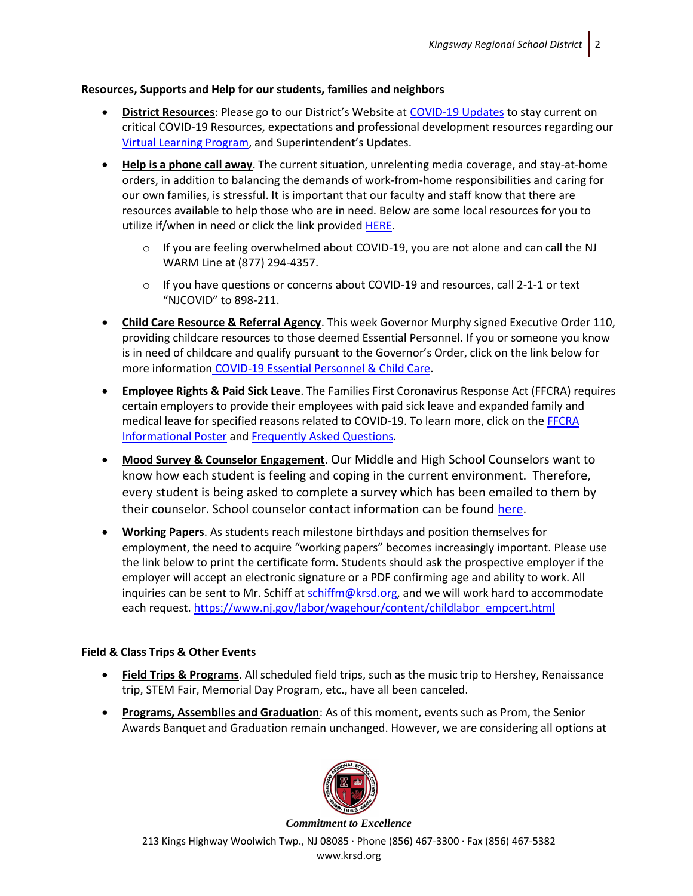**Resources, Supports and Help for our students, families and neighbors**

- **District Resources**: Please go to our District's Website at COVID-19 Updates to stay current on critical COVID-19 Resources, expectations and professional development resources regarding our Virtual Learning Program, and Superintendent's Updates.
- **Help is a phone call away**. The current situation, unrelenting media coverage, and stay-at-home orders, in addition to balancing the demands of work-from-home responsibilities and caring for our own families, is stressful. It is important that our faculty and staff know that there are resources available to help those who are in need. Below are some local resources for you to utilize if/when in need or click the link provided HERE.
  - If you are feeling overwhelmed about COVID-19, you are not alone and can call the NJ WARM Line at (877) 294-4357.
  - If you have questions or concerns about COVID-19 and resources, call 2-1-1 or text "NJCOVID" to 898-211.
- **Child Care Resource & Referral Agency**. This week Governor Murphy signed Executive Order 110, providing childcare resources to those deemed Essential Personnel. If you or someone you know is in need of childcare and qualify pursuant to the Governor's Order, click on the link below for more information COVID-19 Essential Personnel & Child Care.
- **Employee Rights & Paid Sick Leave**. The Families First Coronavirus Response Act (FFCRA) requires certain employers to provide their employees with paid sick leave and expanded family and medical leave for specified reasons related to COVID-19. To learn more, click on the FFCRA Informational Poster and Frequently Asked Questions.
- **Mood Survey & Counselor Engagement**. Our Middle and High School Counselors want to know how each student is feeling and coping in the current environment. Therefore, every student is being asked to complete a survey which has been emailed to them by their counselor. School counselor contact information can be found here.
- **Working Papers**. As students reach milestone birthdays and position themselves for employment, the need to acquire "working papers" becomes increasingly important. Please use the link below to print the certificate form. Students should ask the prospective employer if the employer will accept an electronic signature or a PDF confirming age and ability to work. All inquiries can be sent to Mr. Schiff at schiffm@krsd.org, and we will work hard to accommodate each request. https://www.nj.gov/labor/wagehour/content/childlabor_empcert.html

**Field & Class Trips & Other Events**

- **Field Trips & Programs**. All scheduled field trips, such as the music trip to Hershey, Renaissance trip, STEM Fair, Memorial Day Program, etc., have all been canceled.
- **Programs, Assemblies and Graduation**: As of this moment, events such as Prom, the Senior Awards Banquet and Graduation remain unchanged. However, we are considering all options at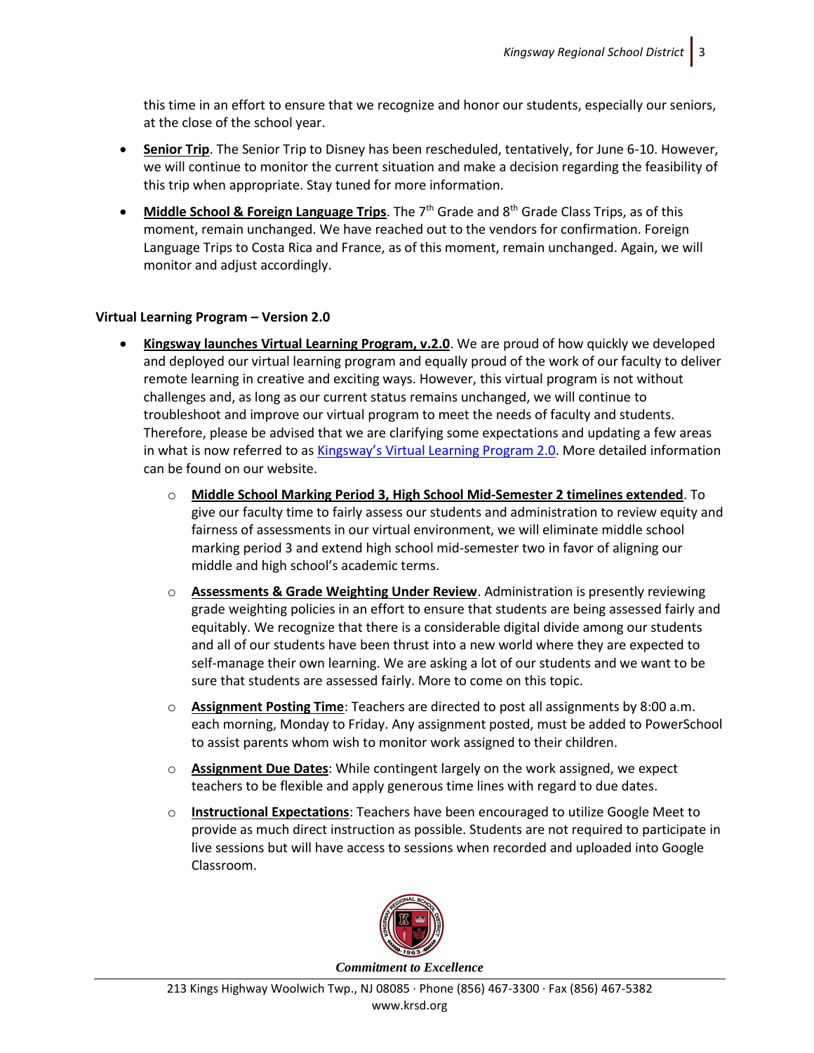this time in an effort to ensure that we recognize and honor our students, especially our seniors, at the close of the school year.

- **Senior Trip**. The Senior Trip to Disney has been rescheduled, tentatively, for June 6-10. However, we will continue to monitor the current situation and make a decision regarding the feasibility of this trip when appropriate. Stay tuned for more information.
- **Middle School & Foreign Language Trips**. The 7th Grade and 8th Grade Class Trips, as of this moment, remain unchanged. We have reached out to the vendors for confirmation. Foreign Language Trips to Costa Rica and France, as of this moment, remain unchanged. Again, we will monitor and adjust accordingly.

**Virtual Learning Program – Version 2.0**

- **Kingsway launches Virtual Learning Program, v.2.0**. We are proud of how quickly we developed and deployed our virtual learning program and equally proud of the work of our faculty to deliver remote learning in creative and exciting ways. However, this virtual program is not without challenges and, as long as our current status remains unchanged, we will continue to troubleshoot and improve our virtual program to meet the needs of faculty and students. Therefore, please be advised that we are clarifying some expectations and updating a few areas in what is now referred to as Kingsway's Virtual Learning Program 2.0. More detailed information can be found on our website.
  - **Middle School Marking Period 3, High School Mid-Semester 2 timelines extended**. To give our faculty time to fairly assess our students and administration to review equity and fairness of assessments in our virtual environment, we will eliminate middle school marking period 3 and extend high school mid-semester two in favor of aligning our middle and high school's academic terms.
  - **Assessments & Grade Weighting Under Review**. Administration is presently reviewing grade weighting policies in an effort to ensure that students are being assessed fairly and equitably. We recognize that there is a considerable digital divide among our students and all of our students have been thrust into a new world where they are expected to self-manage their own learning. We are asking a lot of our students and we want to be sure that students are assessed fairly. More to come on this topic.
  - **Assignment Posting Time**: Teachers are directed to post all assignments by 8:00 a.m. each morning, Monday to Friday. Any assignment posted, must be added to PowerSchool to assist parents whom wish to monitor work assigned to their children.
  - **Assignment Due Dates**: While contingent largely on the work assigned, we expect teachers to be flexible and apply generous time lines with regard to due dates.
  - **Instructional Expectations**: Teachers have been encouraged to utilize Google Meet to provide as much direct instruction as possible. Students are not required to participate in live sessions but will have access to sessions when recorded and uploaded into Google Classroom.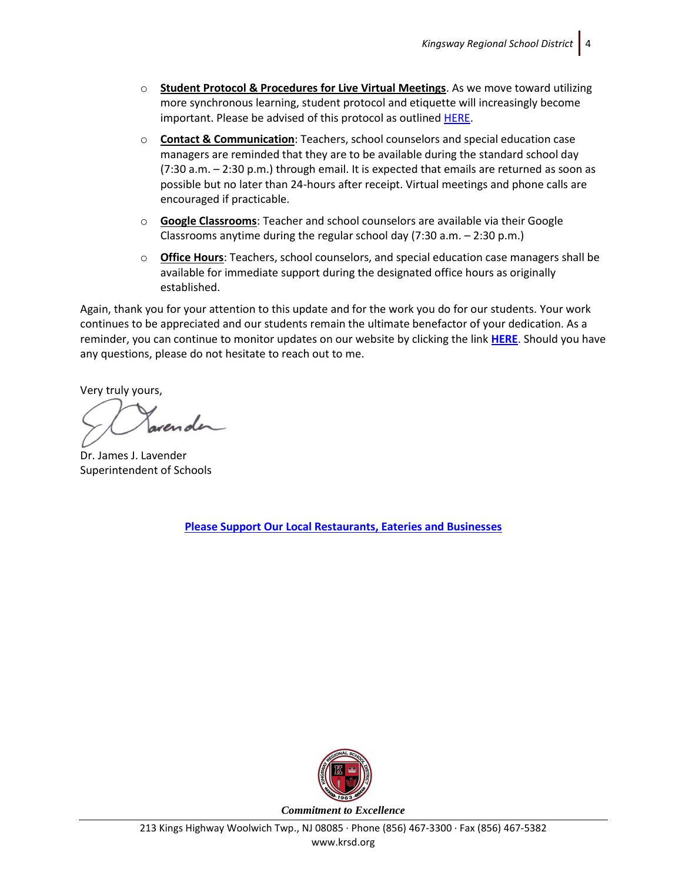- **Student Protocol & Procedures for Live Virtual Meetings**. As we move toward utilizing more synchronous learning, student protocol and etiquette will increasingly become important. Please be advised of this protocol as outlined HERE.
- **Contact & Communication**: Teachers, school counselors and special education case managers are reminded that they are to be available during the standard school day (7:30 a.m. – 2:30 p.m.) through email. It is expected that emails are returned as soon as possible but no later than 24-hours after receipt. Virtual meetings and phone calls are encouraged if practicable.
- **Google Classrooms**: Teacher and school counselors are available via their Google Classrooms anytime during the regular school day (7:30 a.m. – 2:30 p.m.)
- **Office Hours**: Teachers, school counselors, and special education case managers shall be available for immediate support during the designated office hours as originally established.

Again, thank you for your attention to this update and for the work you do for our students. Your work continues to be appreciated and our students remain the ultimate benefactor of your dedication. As a reminder, you can continue to monitor updates on our website by clicking the link **HERE**. Should you have any questions, please do not hesitate to reach out to me.

Very truly yours,

Dr. James J. Lavender
Superintendent of Schools

**Please Support Our Local Restaurants, Eateries and Businesses**

***Commitment to Excellence***

213 Kings Highway Woolwich Twp., NJ 08085 · Phone (856) 467-3300 · Fax (856) 467-5382
www.krsd.org